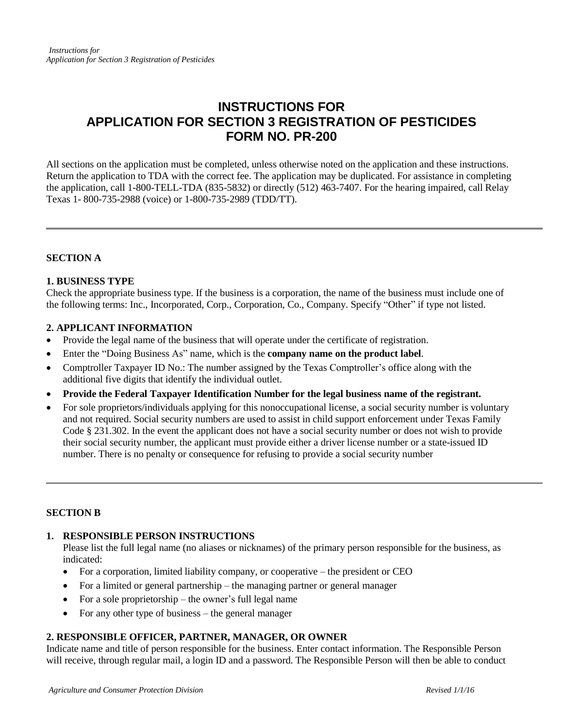# INSTRUCTIONS FOR APPLICATION FOR SECTION 3 REGISTRATION OF PESTICIDES FORM NO. PR-200

All sections on the application must be completed, unless otherwise noted on the application and these instructions. Return the application to TDA with the correct fee. The application may be duplicated. For assistance in completing the application, call 1-800-TELL-TDA (835-5832) or directly (512) 463-7407. For the hearing impaired, call Relay Texas 1- 800-735-2988 (voice) or 1-800-735-2989 (TDD/TT).

---

## SECTION A

### 1. BUSINESS TYPE

Check the appropriate business type. If the business is a corporation, the name of the business must include one of the following terms: Inc., Incorporated, Corp., Corporation, Co., Company. Specify "Other" if type not listed.

### 2. APPLICANT INFORMATION

- Provide the legal name of the business that will operate under the certificate of registration.
- Enter the "Doing Business As" name, which is the **company name on the product label**.
- Comptroller Taxpayer ID No.: The number assigned by the Texas Comptroller's office along with the additional five digits that identify the individual outlet.
- **Provide the Federal Taxpayer Identification Number for the legal business name of the registrant.**
- For sole proprietors/individuals applying for this nonoccupational license, a social security number is voluntary and not required. Social security numbers are used to assist in child support enforcement under Texas Family Code § 231.302. In the event the applicant does not have a social security number or does not wish to provide their social security number, the applicant must provide either a driver license number or a state-issued ID number. There is no penalty or consequence for refusing to provide a social security number

---

## SECTION B

### 1. RESPONSIBLE PERSON INSTRUCTIONS

Please list the full legal name (no aliases or nicknames) of the primary person responsible for the business, as indicated:

- For a corporation, limited liability company, or cooperative – the president or CEO
- For a limited or general partnership – the managing partner or general manager
- For a sole proprietorship – the owner's full legal name
- For any other type of business – the general manager

### 2. RESPONSIBLE OFFICER, PARTNER, MANAGER, OR OWNER

Indicate name and title of person responsible for the business. Enter contact information. The Responsible Person will receive, through regular mail, a login ID and a password. The Responsible Person will then be able to conduct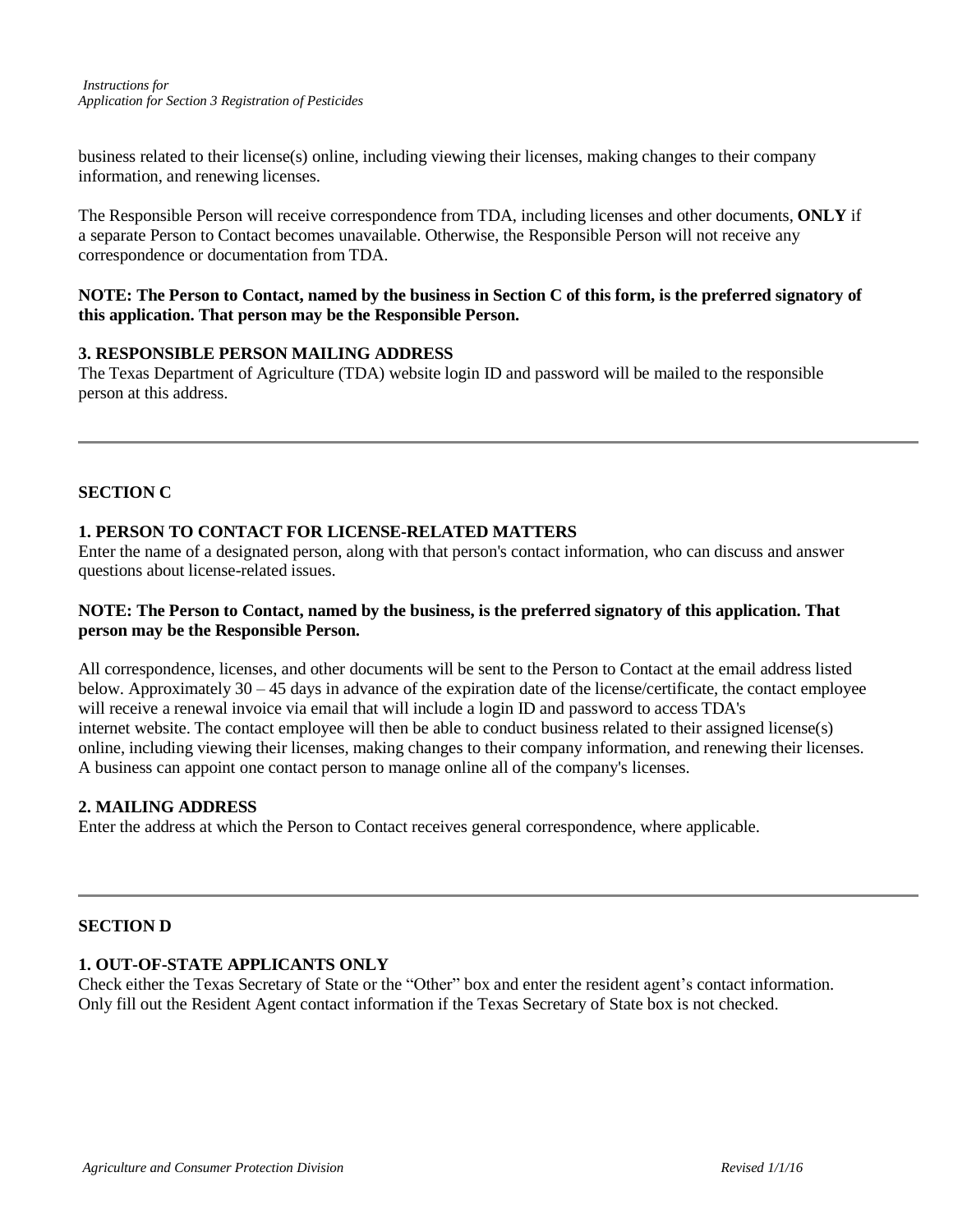business related to their license(s) online, including viewing their licenses, making changes to their company information, and renewing licenses.

The Responsible Person will receive correspondence from TDA, including licenses and other documents, **ONLY** if a separate Person to Contact becomes unavailable. Otherwise, the Responsible Person will not receive any correspondence or documentation from TDA.

**NOTE: The Person to Contact, named by the business in Section C of this form, is the preferred signatory of this application. That person may be the Responsible Person.**

### 3. RESPONSIBLE PERSON MAILING ADDRESS

The Texas Department of Agriculture (TDA) website login ID and password will be mailed to the responsible person at this address.

---

## SECTION C

### 1. PERSON TO CONTACT FOR LICENSE-RELATED MATTERS

Enter the name of a designated person, along with that person's contact information, who can discuss and answer questions about license-related issues.

**NOTE: The Person to Contact, named by the business, is the preferred signatory of this application. That person may be the Responsible Person.**

All correspondence, licenses, and other documents will be sent to the Person to Contact at the email address listed below. Approximately 30 – 45 days in advance of the expiration date of the license/certificate, the contact employee will receive a renewal invoice via email that will include a login ID and password to access TDA's internet website. The contact employee will then be able to conduct business related to their assigned license(s) online, including viewing their licenses, making changes to their company information, and renewing their licenses. A business can appoint one contact person to manage online all of the company's licenses.

### 2. MAILING ADDRESS

Enter the address at which the Person to Contact receives general correspondence, where applicable.

---

## SECTION D

### 1. OUT-OF-STATE APPLICANTS ONLY

Check either the Texas Secretary of State or the "Other" box and enter the resident agent's contact information. Only fill out the Resident Agent contact information if the Texas Secretary of State box is not checked.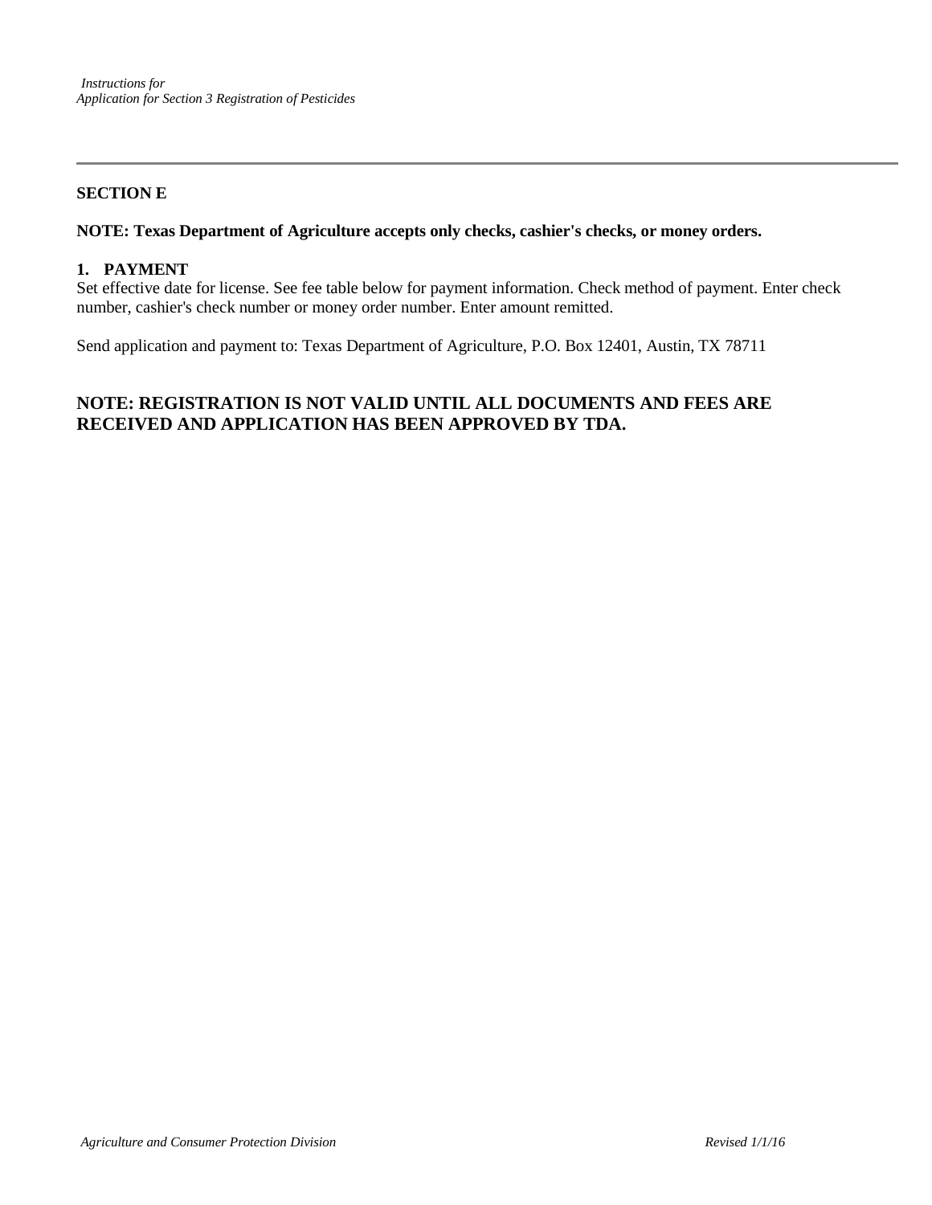## SECTION E

**NOTE: Texas Department of Agriculture accepts only checks, cashier's checks, or money orders.**

### 1. PAYMENT

Set effective date for license. See fee table below for payment information. Check method of payment. Enter check number, cashier's check number or money order number. Enter amount remitted.

Send application and payment to: Texas Department of Agriculture, P.O. Box 12401, Austin, TX 78711

## NOTE: REGISTRATION IS NOT VALID UNTIL ALL DOCUMENTS AND FEES ARE RECEIVED AND APPLICATION HAS BEEN APPROVED BY TDA.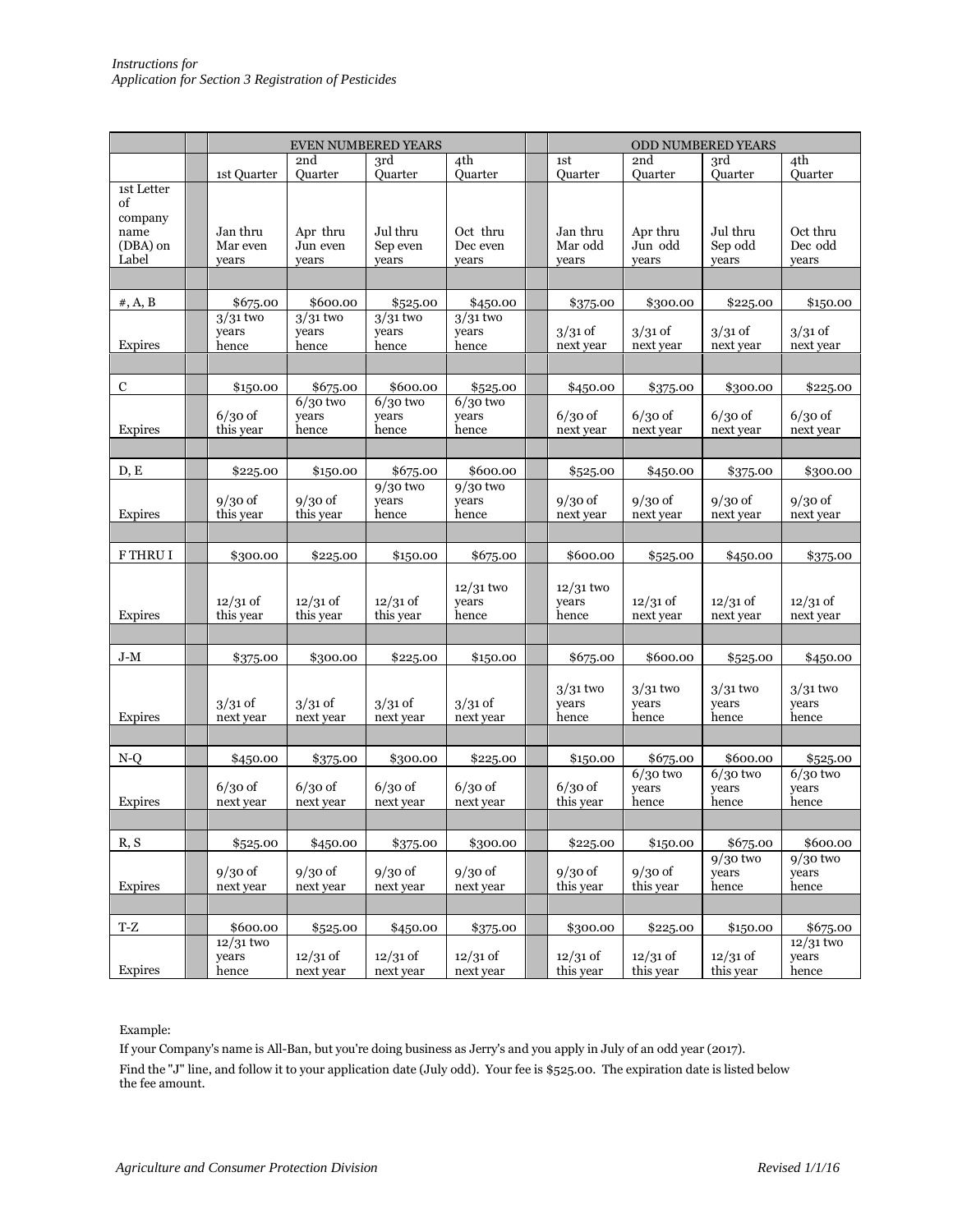| | EVEN NUMBERED YEARS | | | | ODD NUMBERED YEARS | | | |
|---|---|---|---|---|---|---|---|---|
| | 1st Quarter | 2nd Quarter | 3rd Quarter | 4th Quarter | 1st Quarter | 2nd Quarter | 3rd Quarter | 4th Quarter |
| 1st Letter of company name (DBA) on Label | Jan thru Mar even years | Apr thru Jun even years | Jul thru Sep even years | Oct thru Dec even years | Jan thru Mar odd years | Apr thru Jun odd years | Jul thru Sep odd years | Oct thru Dec odd years |
| #, A, B | $675.00 | $600.00 | $525.00 | $450.00 | $375.00 | $300.00 | $225.00 | $150.00 |
| Expires | 3/31 two years hence | 3/31 two years hence | 3/31 two years hence | 3/31 two years hence | 3/31 of next year | 3/31 of next year | 3/31 of next year | 3/31 of next year |
| C | $150.00 | $675.00 | $600.00 | $525.00 | $450.00 | $375.00 | $300.00 | $225.00 |
| Expires | 6/30 of this year | 6/30 two years hence | 6/30 two years hence | 6/30 two years hence | 6/30 of next year | 6/30 of next year | 6/30 of next year | 6/30 of next year |
| D, E | $225.00 | $150.00 | $675.00 | $600.00 | $525.00 | $450.00 | $375.00 | $300.00 |
| Expires | 9/30 of this year | 9/30 of this year | 9/30 two years hence | 9/30 two years hence | 9/30 of next year | 9/30 of next year | 9/30 of next year | 9/30 of next year |
| F THRU I | $300.00 | $225.00 | $150.00 | $675.00 | $600.00 | $525.00 | $450.00 | $375.00 |
| Expires | 12/31 of this year | 12/31 of this year | 12/31 of this year | 12/31 two years hence | 12/31 two years hence | 12/31 of next year | 12/31 of next year | 12/31 of next year |
| J-M | $375.00 | $300.00 | $225.00 | $150.00 | $675.00 | $600.00 | $525.00 | $450.00 |
| Expires | 3/31 of next year | 3/31 of next year | 3/31 of next year | 3/31 of next year | 3/31 two years hence | 3/31 two years hence | 3/31 two years hence | 3/31 two years hence |
| N-Q | $450.00 | $375.00 | $300.00 | $225.00 | $150.00 | $675.00 | $600.00 | $525.00 |
| Expires | 6/30 of next year | 6/30 of next year | 6/30 of next year | 6/30 of next year | 6/30 of this year | 6/30 two years hence | 6/30 two years hence | 6/30 two years hence |
| R, S | $525.00 | $450.00 | $375.00 | $300.00 | $225.00 | $150.00 | $675.00 | $600.00 |
| Expires | 9/30 of next year | 9/30 of next year | 9/30 of next year | 9/30 of next year | 9/30 of this year | 9/30 of this year | 9/30 two years hence | 9/30 two years hence |
| T-Z | $600.00 | $525.00 | $450.00 | $375.00 | $300.00 | $225.00 | $150.00 | $675.00 |
| Expires | 12/31 two years hence | 12/31 of next year | 12/31 of next year | 12/31 of next year | 12/31 of this year | 12/31 of this year | 12/31 of this year | 12/31 two years hence |

Example:

If your Company's name is All-Ban, but you're doing business as Jerry's and you apply in July of an odd year (2017).

Find the "J" line, and follow it to your application date (July odd). Your fee is $525.00. The expiration date is listed below the fee amount.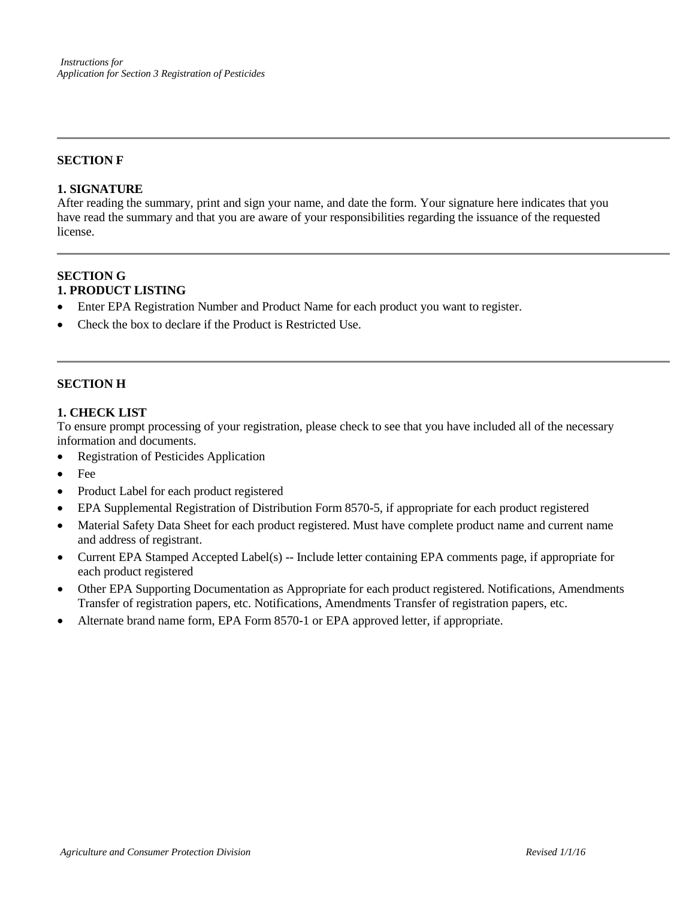## SECTION F

### 1. SIGNATURE

After reading the summary, print and sign your name, and date the form. Your signature here indicates that you have read the summary and that you are aware of your responsibilities regarding the issuance of the requested license.

## SECTION G

### 1. PRODUCT LISTING

- Enter EPA Registration Number and Product Name for each product you want to register.
- Check the box to declare if the Product is Restricted Use.

## SECTION H

### 1. CHECK LIST

To ensure prompt processing of your registration, please check to see that you have included all of the necessary information and documents.

- Registration of Pesticides Application
- Fee
- Product Label for each product registered
- EPA Supplemental Registration of Distribution Form 8570-5, if appropriate for each product registered
- Material Safety Data Sheet for each product registered. Must have complete product name and current name and address of registrant.
- Current EPA Stamped Accepted Label(s) -- Include letter containing EPA comments page, if appropriate for each product registered
- Other EPA Supporting Documentation as Appropriate for each product registered. Notifications, Amendments Transfer of registration papers, etc. Notifications, Amendments Transfer of registration papers, etc.
- Alternate brand name form, EPA Form 8570-1 or EPA approved letter, if appropriate.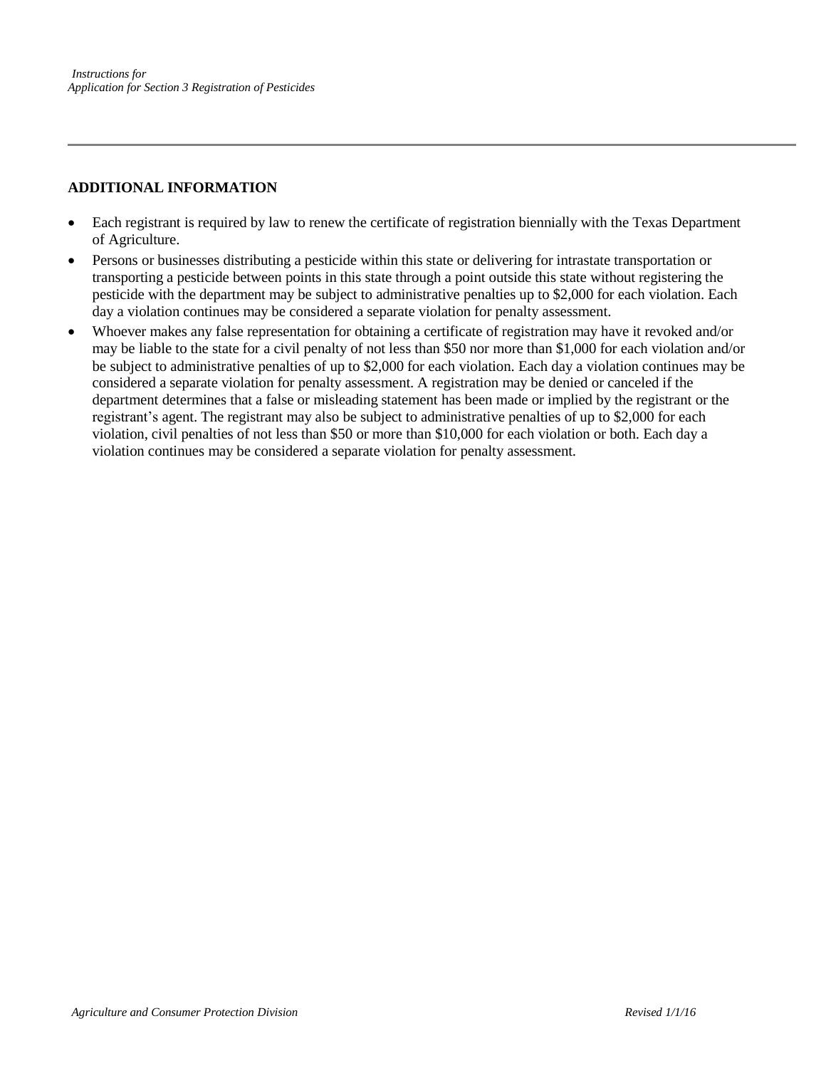## ADDITIONAL INFORMATION

- Each registrant is required by law to renew the certificate of registration biennially with the Texas Department of Agriculture.
- Persons or businesses distributing a pesticide within this state or delivering for intrastate transportation or transporting a pesticide between points in this state through a point outside this state without registering the pesticide with the department may be subject to administrative penalties up to $2,000 for each violation. Each day a violation continues may be considered a separate violation for penalty assessment.
- Whoever makes any false representation for obtaining a certificate of registration may have it revoked and/or may be liable to the state for a civil penalty of not less than $50 nor more than $1,000 for each violation and/or be subject to administrative penalties of up to $2,000 for each violation. Each day a violation continues may be considered a separate violation for penalty assessment. A registration may be denied or canceled if the department determines that a false or misleading statement has been made or implied by the registrant or the registrant's agent. The registrant may also be subject to administrative penalties of up to $2,000 for each violation, civil penalties of not less than $50 or more than $10,000 for each violation or both. Each day a violation continues may be considered a separate violation for penalty assessment.